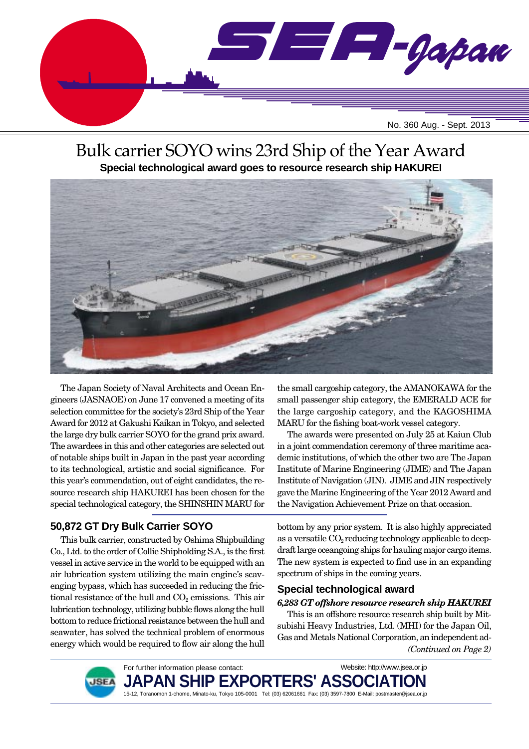SEA-Japan

No. 360 Aug. - Sept. 2013

# Bulk carrier SOYO wins 23rd Ship of the Year Award

**Special technological award goes to resource research ship HAKUREI**

The Japan Society of Naval Architects and Ocean Engineers (JASNAOE) on June 17 convened a meeting of its selection committee for the society's 23rd Ship of the Year Award for 2012 at Gakushi Kaikan in Tokyo, and selected the large dry bulk carrier SOYO for the grand prix award. The awardees in this and other categories are selected out of notable ships built in Japan in the past year according to its technological, artistic and social significance. For this year's commendation, out of eight candidates, the resource research ship HAKUREI has been chosen for the special technological category, the SHINSHIN MARU for the small cargoship category, the AMANOKAWA for the small passenger ship category, the EMERALD ACE for the large cargoship category, and the KAGOSHIMA MARU for the fishing boat-work vessel category.

The awards were presented on July 25 at Kaiun Club in a joint commendation ceremony of three maritime academic institutions, of which the other two are The Japan Institute of Marine Engineering (JIME) and The Japan Institute of Navigation (JIN). JIME and JIN respectively gave the Marine Engineering of the Year 2012 Award and the Navigation Achievement Prize on that occasion.

## 50,872 GT Dry Bulk Carrier SOYO

This bulk carrier, constructed by Oshima Shipbuilding Co., Ltd. to the order of Collie Shipholding S.A., is the first vessel in active service in the world to be equipped with an air lubrication system utilizing the main engine's scavenging bypass, which has succeeded in reducing the frictional resistance of the hull and $CO_2$ emissions. This air lubrication technology, utilizing bubble flows along the hull bottom to reduce frictional resistance between the hull and seawater, has solved the technical problem of enormous energy which would be required to flow air along the hull bottom by any prior system. It is also highly appreciated as a versatile $CO_2$ reducing technology applicable to deep-draft large oceangoing ships for hauling major cargo items. The new system is expected to find use in an expanding spectrum of ships in the coming years.

## Special technological award

***6,283 GT offshore resource research ship HAKUREI***

This is an offshore resource research ship built by Mitsubishi Heavy Industries, Ltd. (MHI) for the Japan Oil, Gas and Metals National Corporation, an independent ad-

*(Continued on Page 2)*

For further information please contact: Website: http://www.jsea.or.jp

**JAPAN SHIP EXPORTERS' ASSOCIATION**

15-12, Toranomon 1-chome, Minato-ku, Tokyo 105-0001 Tel: (03) 62061661 Fax: (03) 3597-7800 E-Mail: postmaster@jsea.or.jp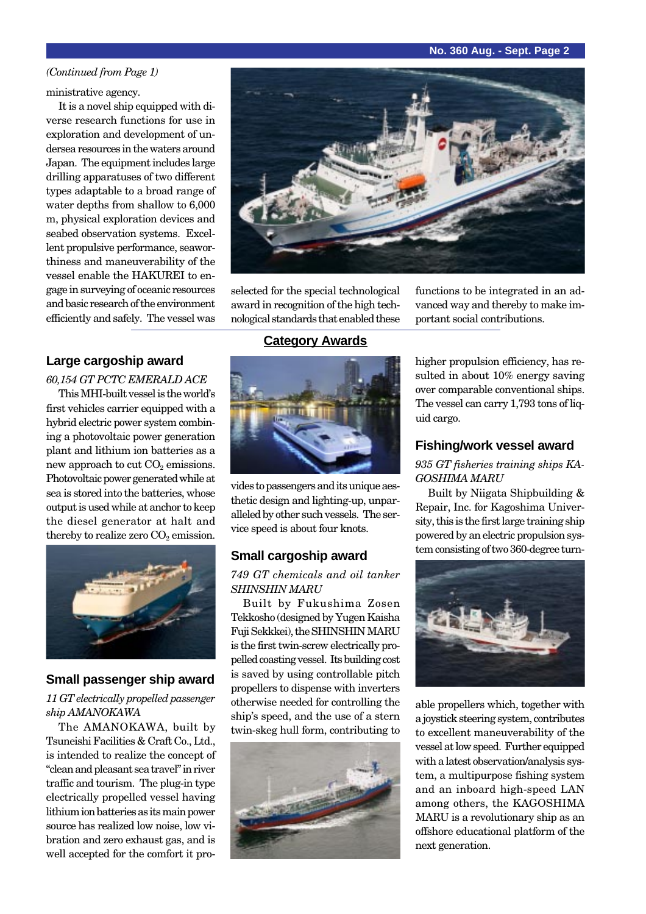*(Continued from Page 1)*

ministrative agency.

It is a novel ship equipped with diverse research functions for use in exploration and development of undersea resources in the waters around Japan. The equipment includes large drilling apparatuses of two different types adaptable to a broad range of water depths from shallow to 6,000 m, physical exploration devices and seabed observation systems. Excellent propulsive performance, seaworthiness and maneuverability of the vessel enable the HAKUREI to engage in surveying of oceanic resources and basic research of the environment efficiently and safely. The vessel was selected for the special technological award in recognition of the high technological standards that enabled these functions to be integrated in an advanced way and thereby to make important social contributions.

## Category Awards

### Large cargoship award

*60,154 GT PCTC EMERALD ACE*

This MHI-built vessel is the world's first vehicles carrier equipped with a hybrid electric power system combining a photovoltaic power generation plant and lithium ion batteries as a new approach to cut $CO_2$ emissions. Photovoltaic power generated while at sea is stored into the batteries, whose output is used while at anchor to keep the diesel generator at halt and thereby to realize zero $CO_2$ emission.

### Small passenger ship award

*11 GT electrically propelled passenger ship AMANOKAWA*

The AMANOKAWA, built by Tsuneishi Facilities & Craft Co., Ltd., is intended to realize the concept of "clean and pleasant sea travel" in river traffic and tourism. The plug-in type electrically propelled vessel having lithium ion batteries as its main power source has realized low noise, low vibration and zero exhaust gas, and is well accepted for the comfort it provides to passengers and its unique aesthetic design and lighting-up, unparalleled by other such vessels. The service speed is about four knots.

### Small cargoship award

*749 GT chemicals and oil tanker SHINSHIN MARU*

Built by Fukushima Zosen Tekkosho (designed by Yugen Kaisha Fuji Sekkkei), the SHINSHIN MARU is the first twin-screw electrically propelled coasting vessel. Its building cost is saved by using controllable pitch propellers to dispense with inverters otherwise needed for controlling the ship's speed, and the use of a stern twin-skeg hull form, contributing to higher propulsion efficiency, has resulted in about 10% energy saving over comparable conventional ships. The vessel can carry 1,793 tons of liquid cargo.

### Fishing/work vessel award

*935 GT fisheries training ships KAGOSHIMA MARU*

Built by Niigata Shipbuilding & Repair, Inc. for Kagoshima University, this is the first large training ship powered by an electric propulsion system consisting of two 360-degree turnable propellers which, together with a joystick steering system, contributes to excellent maneuverability of the vessel at low speed. Further equipped with a latest observation/analysis system, a multipurpose fishing system and an inboard high-speed LAN among others, the KAGOSHIMA MARU is a revolutionary ship as an offshore educational platform of the next generation.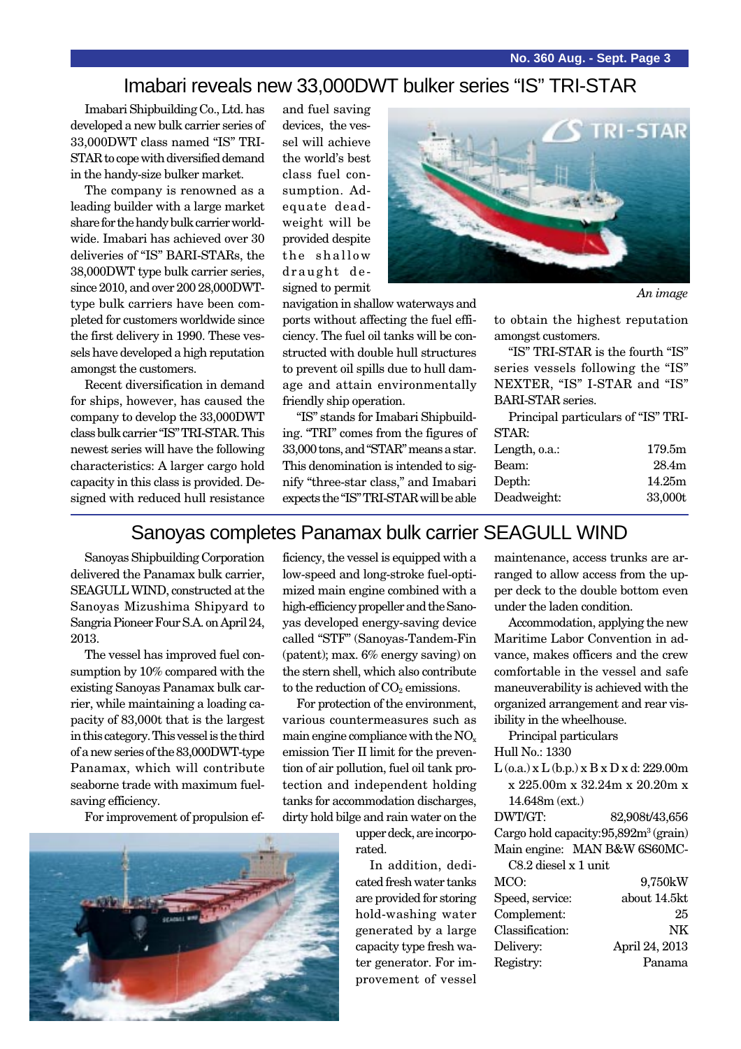# Imabari reveals new 33,000DWT bulker series "IS" TRI-STAR

Imabari Shipbuilding Co., Ltd. has developed a new bulk carrier series of 33,000DWT class named "IS" TRI-STAR to cope with diversified demand in the handy-size bulker market.

The company is renowned as a leading builder with a large market share for the handy bulk carrier worldwide. Imabari has achieved over 30 deliveries of "IS" BARI-STARs, the 38,000DWT type bulk carrier series, since 2010, and over 200 28,000DWT-type bulk carriers have been completed for customers worldwide since the first delivery in 1990. These vessels have developed a high reputation amongst the customers.

Recent diversification in demand for ships, however, has caused the company to develop the 33,000DWT class bulk carrier "IS" TRI-STAR. This newest series will have the following characteristics: A larger cargo hold capacity in this class is provided. Designed with reduced hull resistance and fuel saving devices, the vessel will achieve the world's best class fuel consumption. Adequate deadweight will be provided despite the shallow draught designed to permit navigation in shallow waterways and ports without affecting the fuel efficiency. The fuel oil tanks will be constructed with double hull structures to prevent oil spills due to hull damage and attain environmentally friendly ship operation.

"IS" stands for Imabari Shipbuilding. "TRI" comes from the figures of 33,000 tons, and "STAR" means a star. This denomination is intended to signify "three-star class," and Imabari expects the "IS" TRI-STAR will be able to obtain the highest reputation amongst customers.

*An image*

"IS" TRI-STAR is the fourth "IS" series vessels following the "IS" NEXTER, "IS" I-STAR and "IS" BARI-STAR series.

Principal particulars of "IS" TRI-STAR:

| | |
|---|---|
| Length, o.a.: | 179.5m |
| Beam: | 28.4m |
| Depth: | 14.25m |
| Deadweight: | 33,000t |

# Sanoyas completes Panamax bulk carrier SEAGULL WIND

Sanoyas Shipbuilding Corporation delivered the Panamax bulk carrier, SEAGULL WIND, constructed at the Sanoyas Mizushima Shipyard to Sangria Pioneer Four S.A. on April 24, 2013.

The vessel has improved fuel consumption by 10% compared with the existing Sanoyas Panamax bulk carrier, while maintaining a loading capacity of 83,000t that is the largest in this category. This vessel is the third of a new series of the 83,000DWT-type Panamax, which will contribute seaborne trade with maximum fuel-saving efficiency.

For improvement of propulsion efficiency, the vessel is equipped with a low-speed and long-stroke fuel-optimized main engine combined with a high-efficiency propeller and the Sanoyas developed energy-saving device called "STF" (Sanoyas-Tandem-Fin (patent); max. 6% energy saving) on the stern shell, which also contribute to the reduction of $CO_2$ emissions.

For protection of the environment, various countermeasures such as main engine compliance with the $NO_x$ emission Tier II limit for the prevention of air pollution, fuel oil tank protection and independent holding tanks for accommodation discharges, dirty hold bilge and rain water on the upper deck, are incorporated.

In addition, dedicated fresh water tanks are provided for storing hold-washing water generated by a large capacity type fresh water generator. For improvement of vessel maintenance, access trunks are arranged to allow access from the upper deck to the double bottom even under the laden condition.

Accommodation, applying the new Maritime Labor Convention in advance, makes officers and the crew comfortable in the vessel and safe maneuverability is achieved with the organized arrangement and rear visibility in the wheelhouse.

Principal particulars

Hull No.: 1330

L (o.a.) x L (b.p.) x B x D x d: 229.00m x 225.00m x 32.24m x 20.20m x 14.648m (ext.)

| | |
|---|---|
| DWT/GT: | 82,908t/43,656 |
| Cargo hold capacity: | 95,892m³ (grain) |
| Main engine: | MAN B&W 6S60MC-C8.2 diesel x 1 unit |
| MCO: | 9,750kW |
| Speed, service: | about 14.5kt |
| Complement: | 25 |
| Classification: | NK |
| Delivery: | April 24, 2013 |
| Registry: | Panama |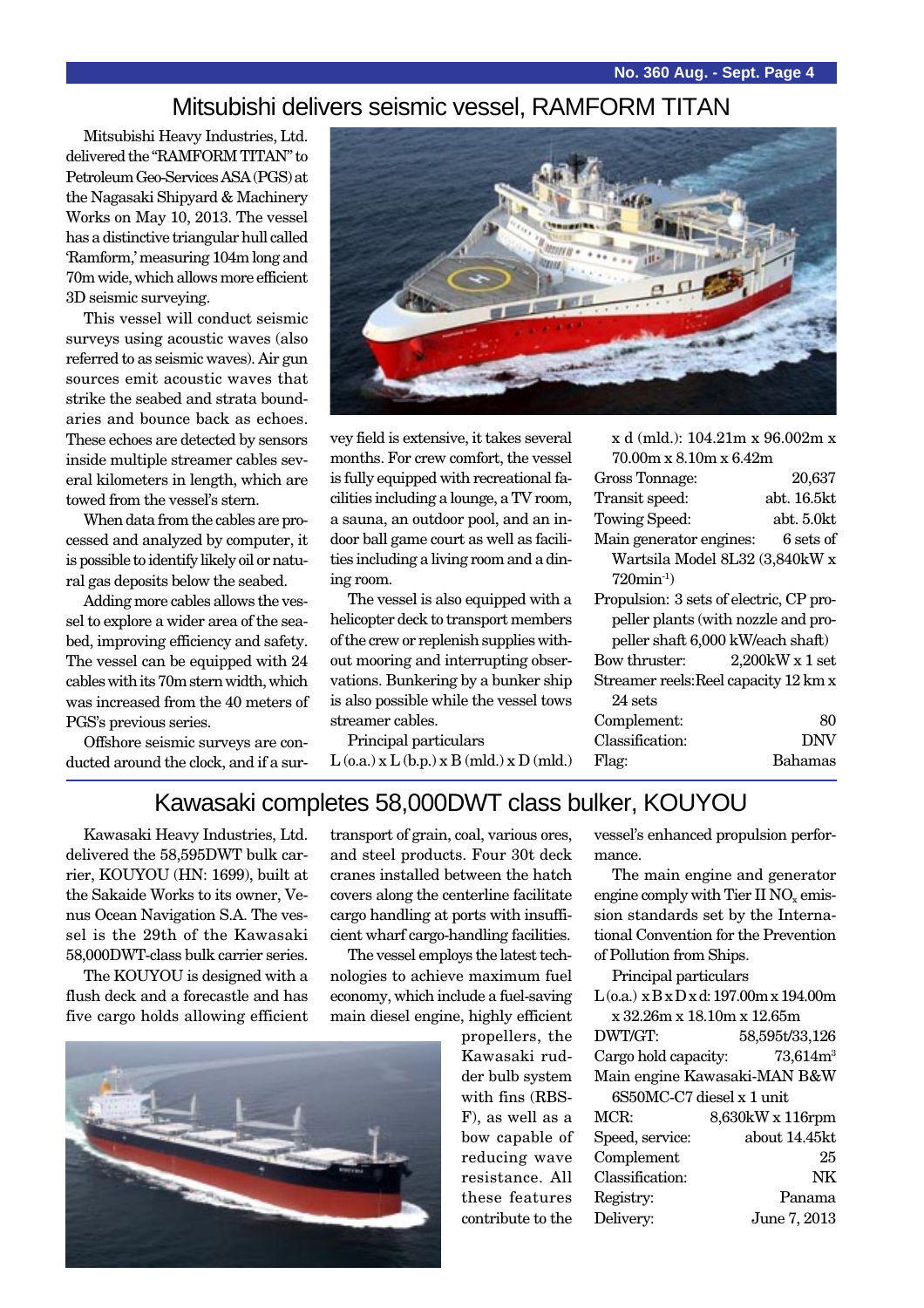## Mitsubishi delivers seismic vessel, RAMFORM TITAN

Mitsubishi Heavy Industries, Ltd. delivered the "RAMFORM TITAN" to Petroleum Geo-Services ASA (PGS) at the Nagasaki Shipyard & Machinery Works on May 10, 2013. The vessel has a distinctive triangular hull called 'Ramform,' measuring 104m long and 70m wide, which allows more efficient 3D seismic surveying.

This vessel will conduct seismic surveys using acoustic waves (also referred to as seismic waves). Air gun sources emit acoustic waves that strike the seabed and strata boundaries and bounce back as echoes. These echoes are detected by sensors inside multiple streamer cables several kilometers in length, which are towed from the vessel's stern.

When data from the cables are processed and analyzed by computer, it is possible to identify likely oil or natural gas deposits below the seabed.

Adding more cables allows the vessel to explore a wider area of the seabed, improving efficiency and safety. The vessel can be equipped with 24 cables with its 70m stern width, which was increased from the 40 meters of PGS's previous series.

Offshore seismic surveys are conducted around the clock, and if a survey field is extensive, it takes several months. For crew comfort, the vessel is fully equipped with recreational facilities including a lounge, a TV room, a sauna, an outdoor pool, and an indoor ball game court as well as facilities including a living room and a dining room.

The vessel is also equipped with a helicopter deck to transport members of the crew or replenish supplies without mooring and interrupting observations. Bunkering by a bunker ship is also possible while the vessel tows streamer cables.

Principal particulars

L (o.a.) x L (b.p.) x B (mld.) x D (mld.) x d (mld.): 104.21m x 96.002m x 70.00m x 8.10m x 6.42m

| | |
|---|---|
| Gross Tonnage: | 20,637 |
| Transit speed: | abt. 16.5kt |
| Towing Speed: | abt. 5.0kt |
| Main generator engines: | 6 sets of Wartsila Model 8L32 (3,840kW x 720min$^{-1}$) |
| Propulsion: | 3 sets of electric, CP propeller plants (with nozzle and propeller shaft 6,000 kW/each shaft) |
| Bow thruster: | 2,200kW x 1 set |
| Streamer reels: | Reel capacity 12 km x 24 sets |
| Complement: | 80 |
| Classification: | DNV |
| Flag: | Bahamas |

## Kawasaki completes 58,000DWT class bulker, KOUYOU

Kawasaki Heavy Industries, Ltd. delivered the 58,595DWT bulk carrier, KOUYOU (HN: 1699), built at the Sakaide Works to its owner, Venus Ocean Navigation S.A. The vessel is the 29th of the Kawasaki 58,000DWT-class bulk carrier series.

The KOUYOU is designed with a flush deck and a forecastle and has five cargo holds allowing efficient transport of grain, coal, various ores, and steel products. Four 30t deck cranes installed between the hatch covers along the centerline facilitate cargo handling at ports with insufficient wharf cargo-handling facilities.

The vessel employs the latest technologies to achieve maximum fuel economy, which include a fuel-saving main diesel engine, highly efficient propellers, the Kawasaki rudder bulb system with fins (RBS-F), as well as a bow capable of reducing wave resistance. All these features contribute to the vessel's enhanced propulsion performance.

The main engine and generator engine comply with Tier II $NO_x$ emission standards set by the International Convention for the Prevention of Pollution from Ships.

Principal particulars

L (o.a.) x B x D x d: 197.00m x 194.00m x 32.26m x 18.10m x 12.65m

| | |
|---|---|
| DWT/GT: | 58,595t/33,126 |
| Cargo hold capacity: | 73,614m$^3$ |
| Main engine | Kawasaki-MAN B&W 6S50MC-C7 diesel x 1 unit |
| MCR: | 8,630kW x 116rpm |
| Speed, service: | about 14.45kt |
| Complement | 25 |
| Classification: | NK |
| Registry: | Panama |
| Delivery: | June 7, 2013 |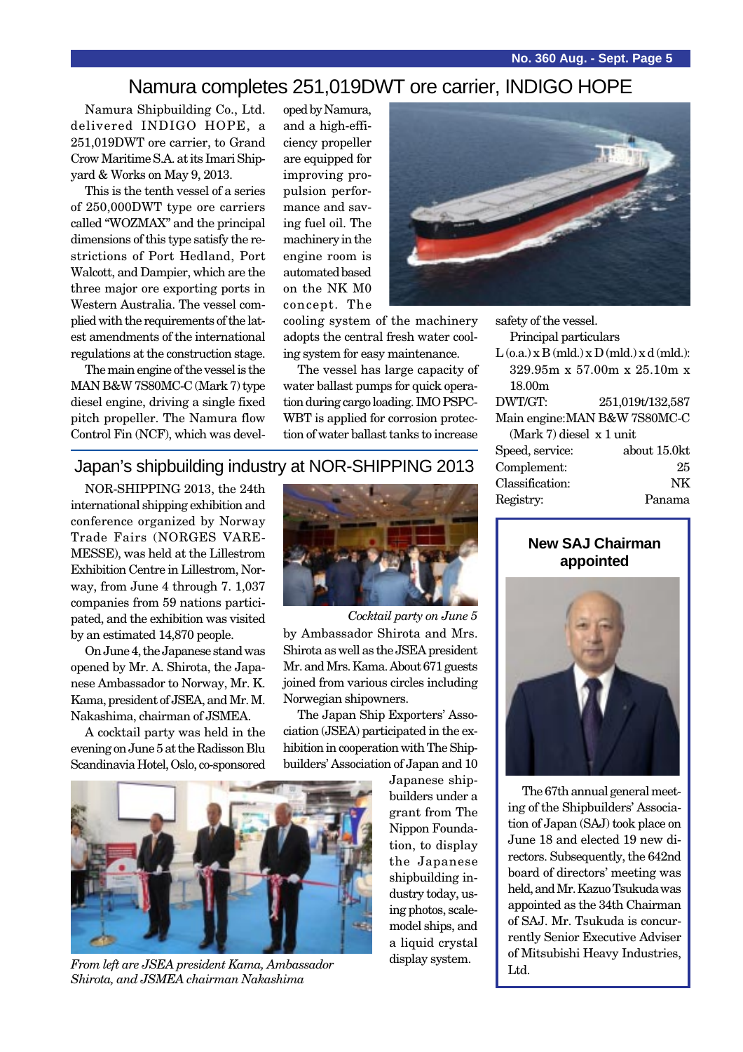# Namura completes 251,019DWT ore carrier, INDIGO HOPE

Namura Shipbuilding Co., Ltd. delivered INDIGO HOPE, a 251,019DWT ore carrier, to Grand Crow Maritime S.A. at its Imari Shipyard & Works on May 9, 2013.

This is the tenth vessel of a series of 250,000DWT type ore carriers called "WOZMAX" and the principal dimensions of this type satisfy the restrictions of Port Hedland, Port Walcott, and Dampier, which are the three major ore exporting ports in Western Australia. The vessel complied with the requirements of the latest amendments of the international regulations at the construction stage.

The main engine of the vessel is the MAN B&W 7S80MC-C (Mark 7) type diesel engine, driving a single fixed pitch propeller. The Namura flow Control Fin (NCF), which was developed by Namura, and a high-efficiency propeller are equipped for improving propulsion performance and saving fuel oil. The machinery in the engine room is automated based on the NK M0 concept. The cooling system of the machinery adopts the central fresh water cooling system for easy maintenance.

The vessel has large capacity of water ballast pumps for quick operation during cargo loading. IMO PSPC-WBT is applied for corrosion protection of water ballast tanks to increase safety of the vessel.

Principal particulars

| | |
|---|---|
| L (o.a.) x B (mld.) x D (mld.) x d (mld.): | 329.95m x 57.00m x 25.10m x 18.00m |
| DWT/GT: | 251,019t/132,587 |
| Main engine: | MAN B&W 7S80MC-C (Mark 7) diesel x 1 unit |
| Speed, service: | about 15.0kt |
| Complement: | 25 |
| Classification: | NK |
| Registry: | Panama |

## Japan's shipbuilding industry at NOR-SHIPPING 2013

NOR-SHIPPING 2013, the 24th international shipping exhibition and conference organized by Norway Trade Fairs (NORGES VAREMESSE), was held at the Lillestrom Exhibition Centre in Lillestrom, Norway, from June 4 through 7. 1,037 companies from 59 nations participated, and the exhibition was visited by an estimated 14,870 people.

On June 4, the Japanese stand was opened by Mr. A. Shirota, the Japanese Ambassador to Norway, Mr. K. Kama, president of JSEA, and Mr. M. Nakashima, chairman of JSMEA.

A cocktail party was held in the evening on June 5 at the Radisson Blu Scandinavia Hotel, Oslo, co-sponsored by Ambassador and Mrs. Shirota as well as the JSEA president Mr. and Mrs. Kama. About 671 guests joined from various circles including Norwegian shipowners.

*Cocktail party on June 5*

The Japan Ship Exporters' Association (JSEA) participated in the exhibition in cooperation with The Shipbuilders' Association of Japan and 10 Japanese shipbuilders under a grant from The Nippon Foundation, to display the Japanese shipbuilding industry today, using photos, scale-model ships, and a liquid crystal display system.

*From left are JSEA president Kama, Ambassador Shirota, and JSMEA chairman Nakashima*

## New SAJ Chairman appointed

The 67th annual general meeting of the Shipbuilders' Association of Japan (SAJ) took place on June 18 and elected 19 new directors. Subsequently, the 642nd board of directors' meeting was held, and Mr. Kazuo Tsukuda was appointed as the 34th Chairman of SAJ. Mr. Tsukuda is concurrently Senior Executive Adviser of Mitsubishi Heavy Industries, Ltd.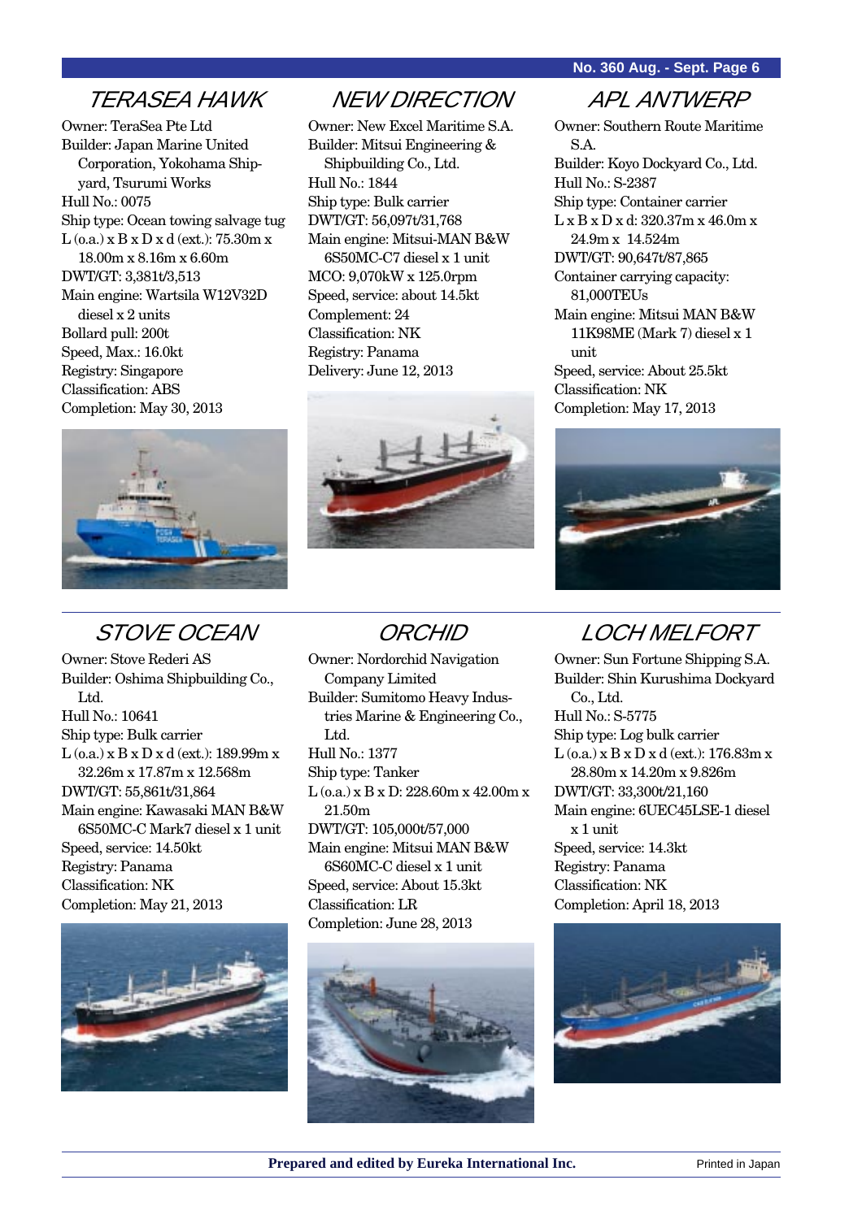## TERASEA HAWK

Owner: TeraSea Pte Ltd
Builder: Japan Marine United Corporation, Yokohama Shipyard, Tsurumi Works
Hull No.: 0075
Ship type: Ocean towing salvage tug
L (o.a.) x B x D x d (ext.): 75.30m x 18.00m x 8.16m x 6.60m
DWT/GT: 3,381t/3,513
Main engine: Wartsila W12V32D diesel x 2 units
Bollard pull: 200t
Speed, Max.: 16.0kt
Registry: Singapore
Classification: ABS
Completion: May 30, 2013

## NEW DIRECTION

Owner: New Excel Maritime S.A.
Builder: Mitsui Engineering & Shipbuilding Co., Ltd.
Hull No.: 1844
Ship type: Bulk carrier
DWT/GT: 56,097t/31,768
Main engine: Mitsui-MAN B&W 6S50MC-C7 diesel x 1 unit
MCO: 9,070kW x 125.0rpm
Speed, service: about 14.5kt
Complement: 24
Classification: NK
Registry: Panama
Delivery: June 12, 2013

## APL ANTWERP

Owner: Southern Route Maritime S.A.
Builder: Koyo Dockyard Co., Ltd.
Hull No.: S-2387
Ship type: Container carrier
L x B x D x d: 320.37m x 46.0m x 24.9m x 14.524m
DWT/GT: 90,647t/87,865
Container carrying capacity: 81,000TEUs
Main engine: Mitsui MAN B&W 11K98ME (Mark 7) diesel x 1 unit
Speed, service: About 25.5kt
Classification: NK
Completion: May 17, 2013

## STOVE OCEAN

Owner: Stove Rederi AS
Builder: Oshima Shipbuilding Co., Ltd.
Hull No.: 10641
Ship type: Bulk carrier
L (o.a.) x B x D x d (ext.): 189.99m x 32.26m x 17.87m x 12.568m
DWT/GT: 55,861t/31,864
Main engine: Kawasaki MAN B&W 6S50MC-C Mark7 diesel x 1 unit
Speed, service: 14.50kt
Registry: Panama
Classification: NK
Completion: May 21, 2013

## ORCHID

Owner: Nordorchid Navigation Company Limited
Builder: Sumitomo Heavy Industries Marine & Engineering Co., Ltd.
Hull No.: 1377
Ship type: Tanker
L (o.a.) x B x D: 228.60m x 42.00m x 21.50m
DWT/GT: 105,000t/57,000
Main engine: Mitsui MAN B&W 6S60MC-C diesel x 1 unit
Speed, service: About 15.3kt
Classification: LR
Completion: June 28, 2013

## LOCH MELFORT

Owner: Sun Fortune Shipping S.A.
Builder: Shin Kurushima Dockyard Co., Ltd.
Hull No.: S-5775
Ship type: Log bulk carrier
L (o.a.) x B x D x d (ext.): 176.83m x 28.80m x 14.20m x 9.826m
DWT/GT: 33,300t/21,160
Main engine: 6UEC45LSE-1 diesel x 1 unit
Speed, service: 14.3kt
Registry: Panama
Classification: NK
Completion: April 18, 2013

**Prepared and edited by Eureka International Inc.** Printed in Japan